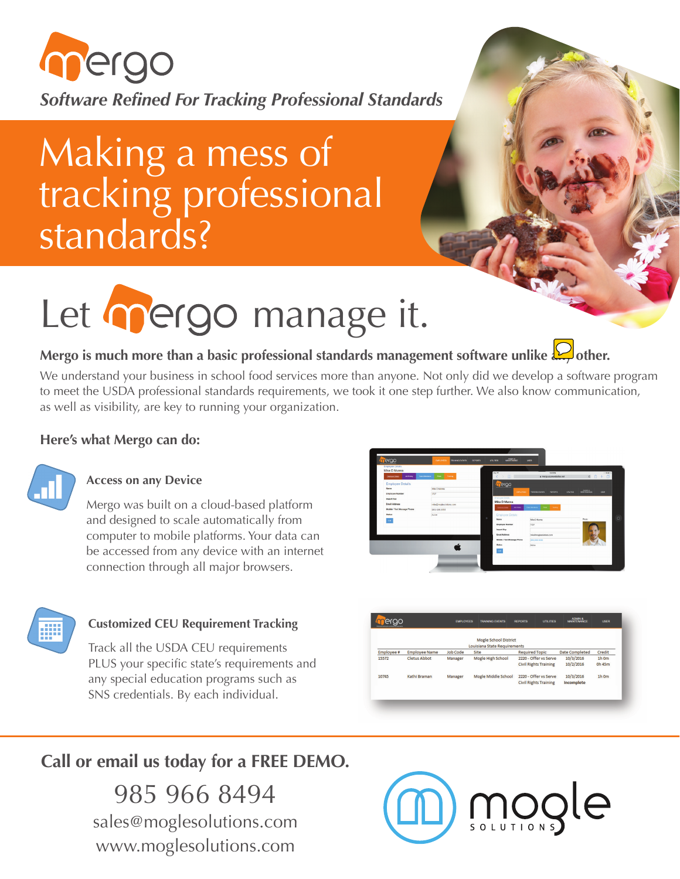# mergo

*Software Refined For Tracking Professional Standards*

# Making a mess of tracking professional standards?

# Let mergo manage it.

**Mergo is much more than a basic professional standards management software unlike any other.**

We understand your business in school food services more than anyone. Not only did we develop a software program to meet the USDA professional standards requirements, we took it one step further. We also know communication, as well as visibility, are key to running your organization.

### Here's what Mergo can do:

#### Access on any Device

Mergo was built on a cloud-based platform and designed to scale automatically from computer to mobile platforms. Your data can be accessed from any device with an internet connection through all major browsers.

#### Customized CEU Requirement Tracking

Track all the USDA CEU requirements PLUS your specific state's requirements and any special education programs such as SNS credentials. By each individual.

Mogle School District
Louisiana State Requirements

| Employee # | Employee Name | Job Code | Site | Required Topic | Date Completed | Credit |
|---|---|---|---|---|---|---|
| 15572 | Cletus Abbot | Manager | Mogle High School | 2220 - Offer vs Serve | 10/3/2016 | 1h 0m |
| | | | | Civil Rights Training | 10/2/2016 | 0h 45m |
| 10745 | Kathi Braman | Manager | Mogle Middle School | 2220 - Offer vs Serve | 10/3/2016 | 1h 0m |
| | | | | Civil Rights Training | Incomplete | |

### Call or email us today for a FREE DEMO.

985 966 8494
sales@moglesolutions.com
www.moglesolutions.com

mogle SOLUTIONS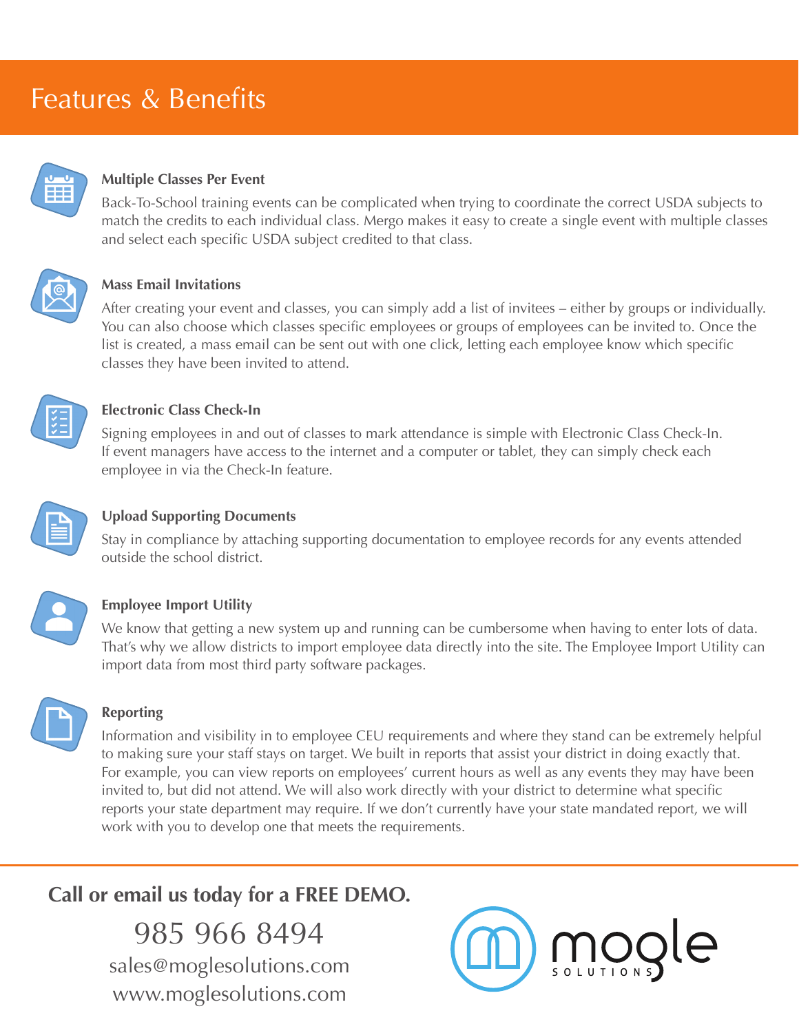# Features & Benefits

### Multiple Classes Per Event

Back-To-School training events can be complicated when trying to coordinate the correct USDA subjects to match the credits to each individual class. Mergo makes it easy to create a single event with multiple classes and select each specific USDA subject credited to that class.

### Mass Email Invitations

After creating your event and classes, you can simply add a list of invitees – either by groups or individually. You can also choose which classes specific employees or groups of employees can be invited to. Once the list is created, a mass email can be sent out with one click, letting each employee know which specific classes they have been invited to attend.

### Electronic Class Check-In

Signing employees in and out of classes to mark attendance is simple with Electronic Class Check-In. If event managers have access to the internet and a computer or tablet, they can simply check each employee in via the Check-In feature.

### Upload Supporting Documents

Stay in compliance by attaching supporting documentation to employee records for any events attended outside the school district.

### Employee Import Utility

We know that getting a new system up and running can be cumbersome when having to enter lots of data. That's why we allow districts to import employee data directly into the site. The Employee Import Utility can import data from most third party software packages.

### Reporting

Information and visibility in to employee CEU requirements and where they stand can be extremely helpful to making sure your staff stays on target. We built in reports that assist your district in doing exactly that. For example, you can view reports on employees' current hours as well as any events they may have been invited to, but did not attend. We will also work directly with your district to determine what specific reports your state department may require. If we don't currently have your state mandated report, we will work with you to develop one that meets the requirements.

---

**Call or email us today for a FREE DEMO.**

985 966 8494

sales@moglesolutions.com

www.moglesolutions.com

mogle SOLUTIONS